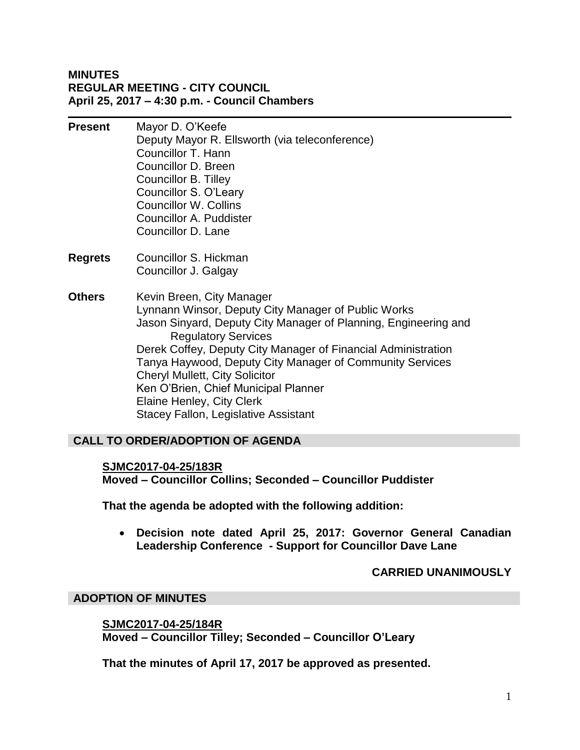**MINUTES**
**REGULAR MEETING - CITY COUNCIL**
**April 25, 2017 – 4:30 p.m. - Council Chambers**

---

**Present**
Mayor D. O'Keefe
Deputy Mayor R. Ellsworth (via teleconference)
Councillor T. Hann
Councillor D. Breen
Councillor B. Tilley
Councillor S. O'Leary
Councillor W. Collins
Councillor A. Puddister
Councillor D. Lane

**Regrets**
Councillor S. Hickman
Councillor J. Galgay

**Others**
Kevin Breen, City Manager
Lynnann Winsor, Deputy City Manager of Public Works
Jason Sinyard, Deputy City Manager of Planning, Engineering and Regulatory Services
Derek Coffey, Deputy City Manager of Financial Administration
Tanya Haywood, Deputy City Manager of Community Services
Cheryl Mullett, City Solicitor
Ken O'Brien, Chief Municipal Planner
Elaine Henley, City Clerk
Stacey Fallon, Legislative Assistant

## CALL TO ORDER/ADOPTION OF AGENDA

**SJMC2017-04-25/183R**
**Moved – Councillor Collins; Seconded – Councillor Puddister**

**That the agenda be adopted with the following addition:**

- **Decision note dated April 25, 2017: Governor General Canadian Leadership Conference - Support for Councillor Dave Lane**

**CARRIED UNANIMOUSLY**

## ADOPTION OF MINUTES

**SJMC2017-04-25/184R**
**Moved – Councillor Tilley; Seconded – Councillor O'Leary**

**That the minutes of April 17, 2017 be approved as presented.**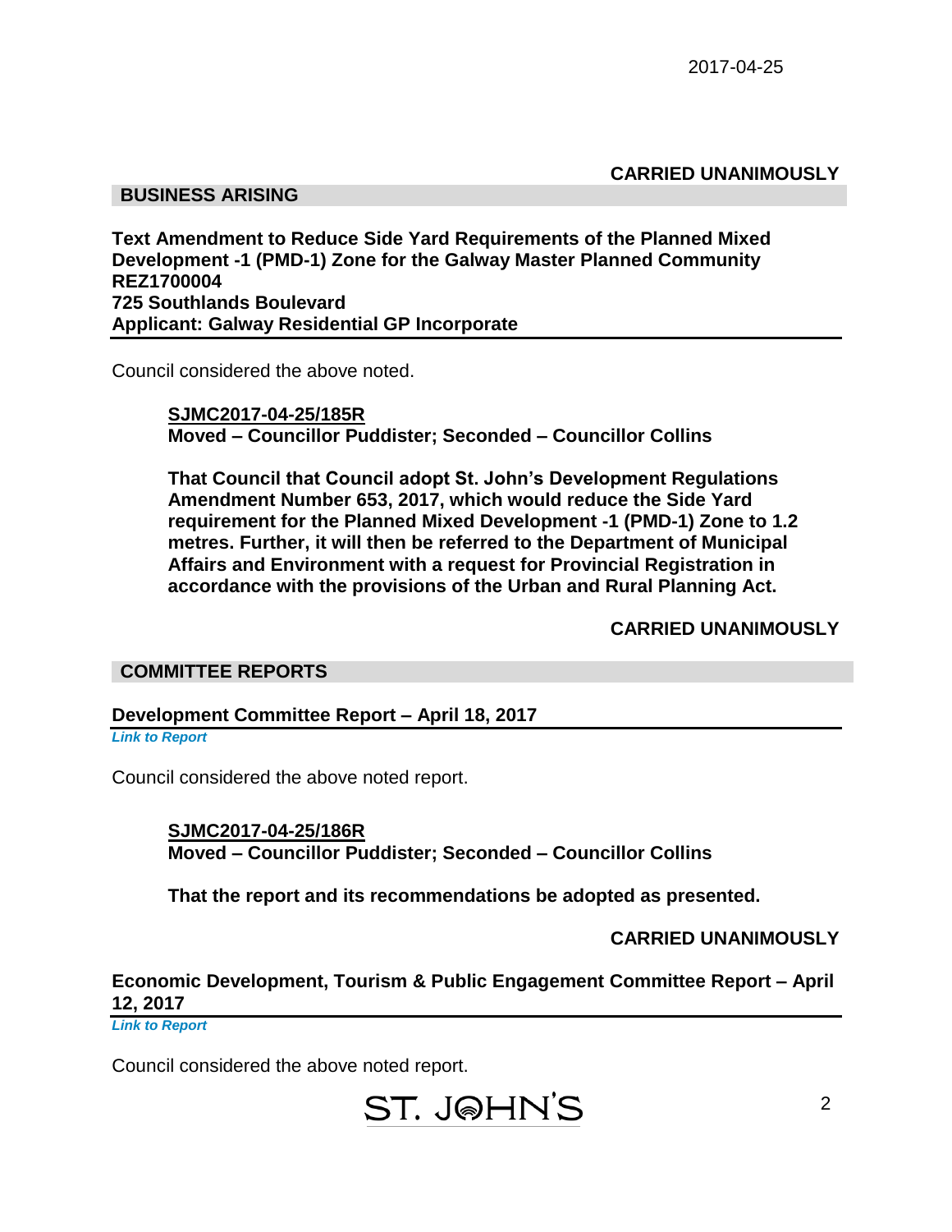**CARRIED UNANIMOUSLY**

## BUSINESS ARISING

### Text Amendment to Reduce Side Yard Requirements of the Planned Mixed Development -1 (PMD-1) Zone for the Galway Master Planned Community REZ1700004 725 Southlands Boulevard Applicant: Galway Residential GP Incorporate

Council considered the above noted.

**SJMC2017-04-25/185R**
**Moved – Councillor Puddister; Seconded – Councillor Collins**

**That Council that Council adopt St. John's Development Regulations Amendment Number 653, 2017, which would reduce the Side Yard requirement for the Planned Mixed Development -1 (PMD-1) Zone to 1.2 metres. Further, it will then be referred to the Department of Municipal Affairs and Environment with a request for Provincial Registration in accordance with the provisions of the Urban and Rural Planning Act.**

**CARRIED UNANIMOUSLY**

## COMMITTEE REPORTS

### Development Committee Report – April 18, 2017

*Link to Report*

Council considered the above noted report.

**SJMC2017-04-25/186R**
**Moved – Councillor Puddister; Seconded – Councillor Collins**

**That the report and its recommendations be adopted as presented.**

**CARRIED UNANIMOUSLY**

### Economic Development, Tourism & Public Engagement Committee Report – April 12, 2017

*Link to Report*

Council considered the above noted report.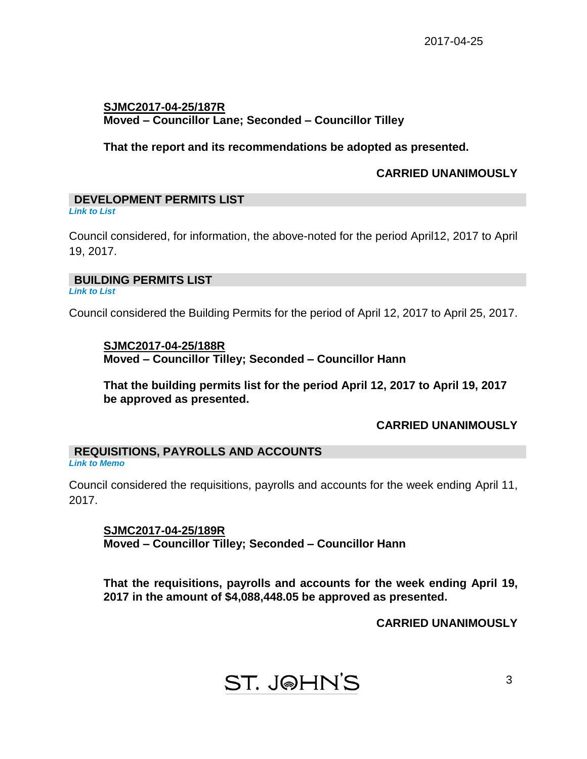**SJMC2017-04-25/187R**
**Moved – Councillor Lane; Seconded – Councillor Tilley**

**That the report and its recommendations be adopted as presented.**

**CARRIED UNANIMOUSLY**

## DEVELOPMENT PERMITS LIST

***Link to List***

Council considered, for information, the above-noted for the period April12, 2017 to April 19, 2017.

## BUILDING PERMITS LIST

***Link to List***

Council considered the Building Permits for the period of April 12, 2017 to April 25, 2017.

**SJMC2017-04-25/188R**
**Moved – Councillor Tilley; Seconded – Councillor Hann**

**That the building permits list for the period April 12, 2017 to April 19, 2017 be approved as presented.**

**CARRIED UNANIMOUSLY**

## REQUISITIONS, PAYROLLS AND ACCOUNTS

***Link to Memo***

Council considered the requisitions, payrolls and accounts for the week ending April 11, 2017.

**SJMC2017-04-25/189R**
**Moved – Councillor Tilley; Seconded – Councillor Hann**

**That the requisitions, payrolls and accounts for the week ending April 19, 2017 in the amount of $4,088,448.05 be approved as presented.**

**CARRIED UNANIMOUSLY**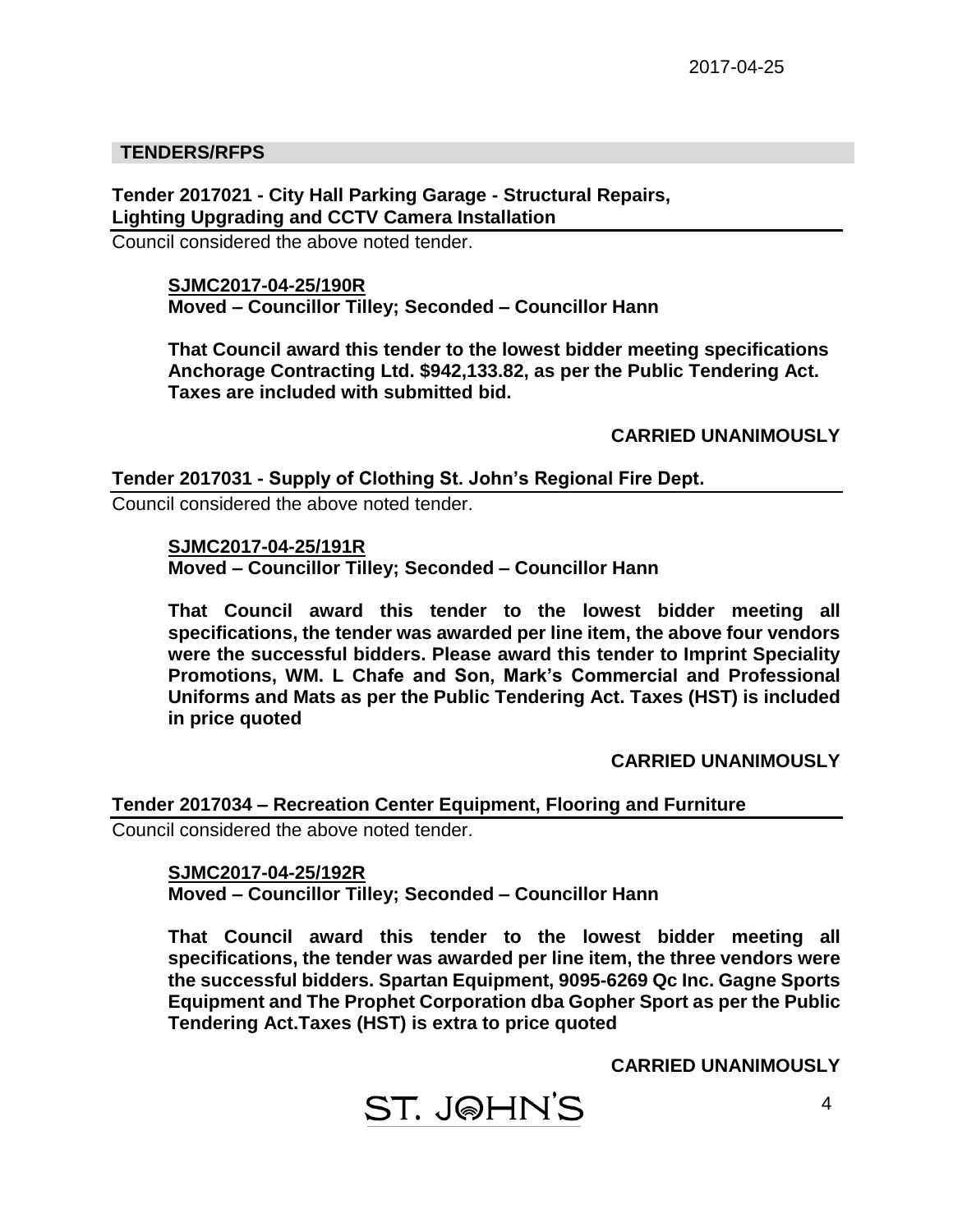## TENDERS/RFPS

### Tender 2017021 - City Hall Parking Garage - Structural Repairs, Lighting Upgrading and CCTV Camera Installation

Council considered the above noted tender.

**SJMC2017-04-25/190R**
**Moved – Councillor Tilley; Seconded – Councillor Hann**

**That Council award this tender to the lowest bidder meeting specifications Anchorage Contracting Ltd. $942,133.82, as per the Public Tendering Act. Taxes are included with submitted bid.**

**CARRIED UNANIMOUSLY**

### Tender 2017031 - Supply of Clothing St. John's Regional Fire Dept.

Council considered the above noted tender.

**SJMC2017-04-25/191R**
**Moved – Councillor Tilley; Seconded – Councillor Hann**

**That Council award this tender to the lowest bidder meeting all specifications, the tender was awarded per line item, the above four vendors were the successful bidders. Please award this tender to Imprint Speciality Promotions, WM. L Chafe and Son, Mark's Commercial and Professional Uniforms and Mats as per the Public Tendering Act. Taxes (HST) is included in price quoted**

**CARRIED UNANIMOUSLY**

### Tender 2017034 – Recreation Center Equipment, Flooring and Furniture

Council considered the above noted tender.

**SJMC2017-04-25/192R**
**Moved – Councillor Tilley; Seconded – Councillor Hann**

**That Council award this tender to the lowest bidder meeting all specifications, the tender was awarded per line item, the three vendors were the successful bidders. Spartan Equipment, 9095-6269 Qc Inc. Gagne Sports Equipment and The Prophet Corporation dba Gopher Sport as per the Public Tendering Act.Taxes (HST) is extra to price quoted**

**CARRIED UNANIMOUSLY**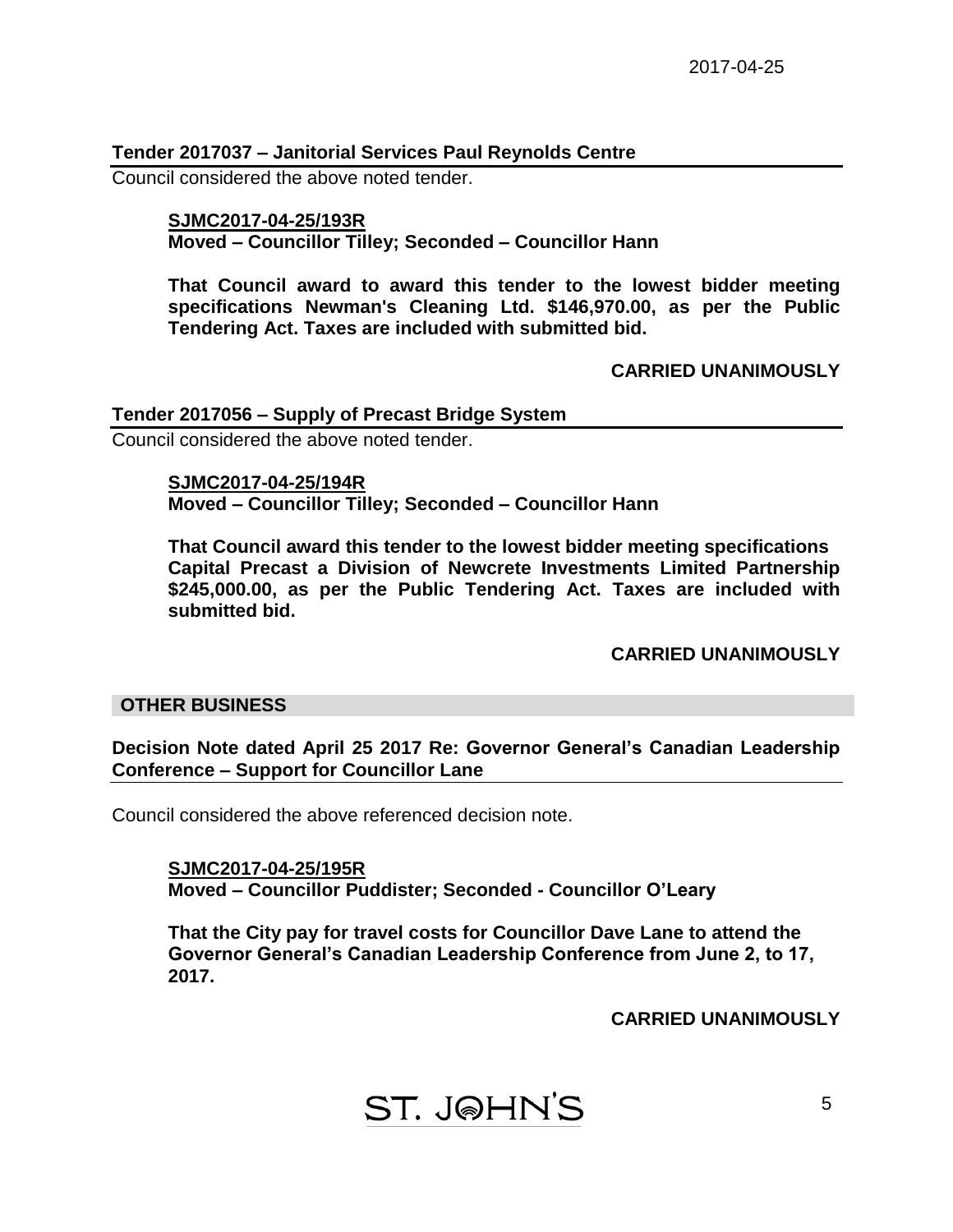### Tender 2017037 – Janitorial Services Paul Reynolds Centre

Council considered the above noted tender.

**SJMC2017-04-25/193R**
**Moved – Councillor Tilley; Seconded – Councillor Hann**

**That Council award to award this tender to the lowest bidder meeting specifications Newman's Cleaning Ltd. $146,970.00, as per the Public Tendering Act. Taxes are included with submitted bid.**

**CARRIED UNANIMOUSLY**

### Tender 2017056 – Supply of Precast Bridge System

Council considered the above noted tender.

**SJMC2017-04-25/194R**
**Moved – Councillor Tilley; Seconded – Councillor Hann**

**That Council award this tender to the lowest bidder meeting specifications Capital Precast a Division of Newcrete Investments Limited Partnership $245,000.00, as per the Public Tendering Act. Taxes are included with submitted bid.**

**CARRIED UNANIMOUSLY**

## OTHER BUSINESS

### Decision Note dated April 25 2017 Re: Governor General's Canadian Leadership Conference – Support for Councillor Lane

Council considered the above referenced decision note.

**SJMC2017-04-25/195R**
**Moved – Councillor Puddister; Seconded - Councillor O'Leary**

**That the City pay for travel costs for Councillor Dave Lane to attend the Governor General's Canadian Leadership Conference from June 2, to 17, 2017.**

**CARRIED UNANIMOUSLY**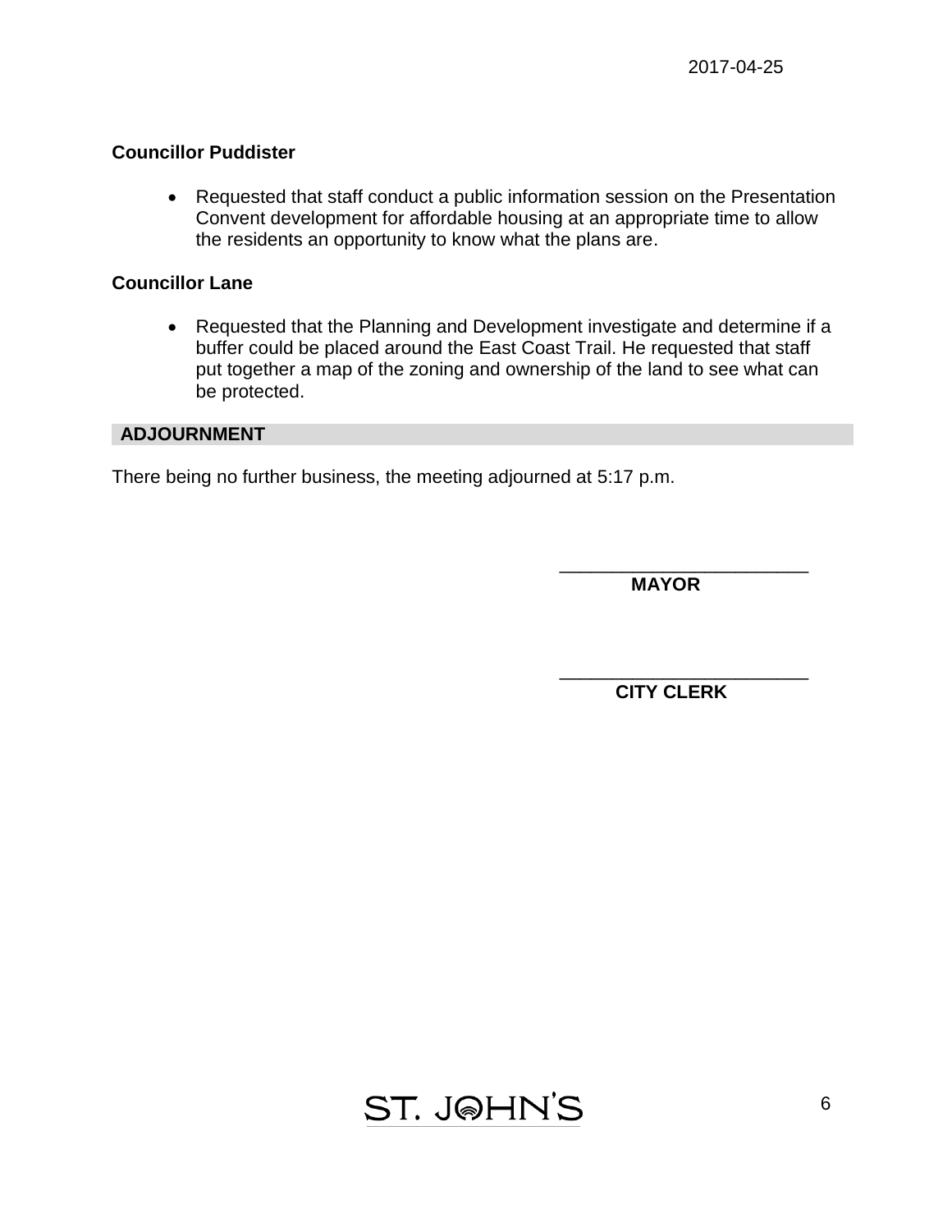**Councillor Puddister**

- Requested that staff conduct a public information session on the Presentation Convent development for affordable housing at an appropriate time to allow the residents an opportunity to know what the plans are.

**Councillor Lane**

- Requested that the Planning and Development investigate and determine if a buffer could be placed around the East Coast Trail. He requested that staff put together a map of the zoning and ownership of the land to see what can be protected.

## ADJOURNMENT

There being no further business, the meeting adjourned at 5:17 p.m.

\_\_\_\_\_\_\_\_\_\_\_\_\_\_\_\_\_\_\_\_\_\_\_\_\_\_

**MAYOR**

\_\_\_\_\_\_\_\_\_\_\_\_\_\_\_\_\_\_\_\_\_\_\_\_\_\_

**CITY CLERK**